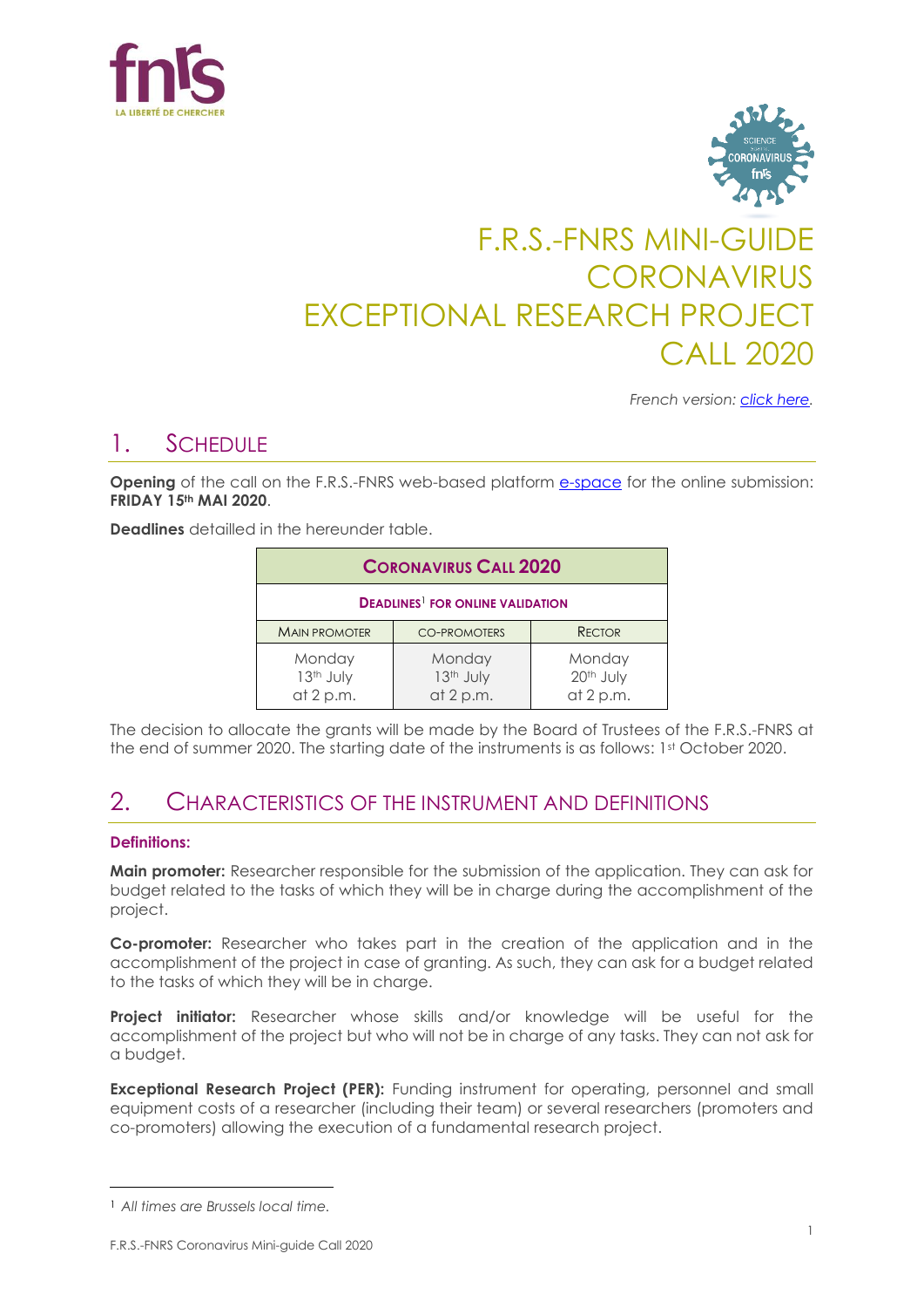# F.R.S.-FNRS MINI-GUIDE CORONAVIRUS EXCEPTIONAL RESEARCH PROJECT CALL 2020

*French version: click here.*

## 1. SCHEDULE

**Opening** of the call on the F.R.S.-FNRS web-based platform e-space for the online submission: **FRIDAY 15th MAI 2020**.

**Deadlines** detailed in the hereunder table.

| **CORONAVIRUS CALL 2020** | | |
|---|---|---|
| **DEADLINES[1] FOR ONLINE VALIDATION** | | |
| MAIN PROMOTER | CO-PROMOTERS | RECTOR |
| Monday 13th July at 2 p.m. | Monday 13th July at 2 p.m. | Monday 20th July at 2 p.m. |

The decision to allocate the grants will be made by the Board of Trustees of the F.R.S.-FNRS at the end of summer 2020. The starting date of the instruments is as follows: 1st October 2020.

## 2. CHARACTERISTICS OF THE INSTRUMENT AND DEFINITIONS

### Definitions:

**Main promoter:** Researcher responsible for the submission of the application. They can ask for budget related to the tasks of which they will be in charge during the accomplishment of the project.

**Co-promoter:** Researcher who takes part in the creation of the application and in the accomplishment of the project in case of granting. As such, they can ask for a budget related to the tasks of which they will be in charge.

**Project initiator:** Researcher whose skills and/or knowledge will be useful for the accomplishment of the project but who will not be in charge of any tasks. They can not ask for a budget.

**Exceptional Research Project (PER):** Funding instrument for operating, personnel and small equipment costs of a researcher (including their team) or several researchers (promoters and co-promoters) allowing the execution of a fundamental research project.

---

[1] *All times are Brussels local time.*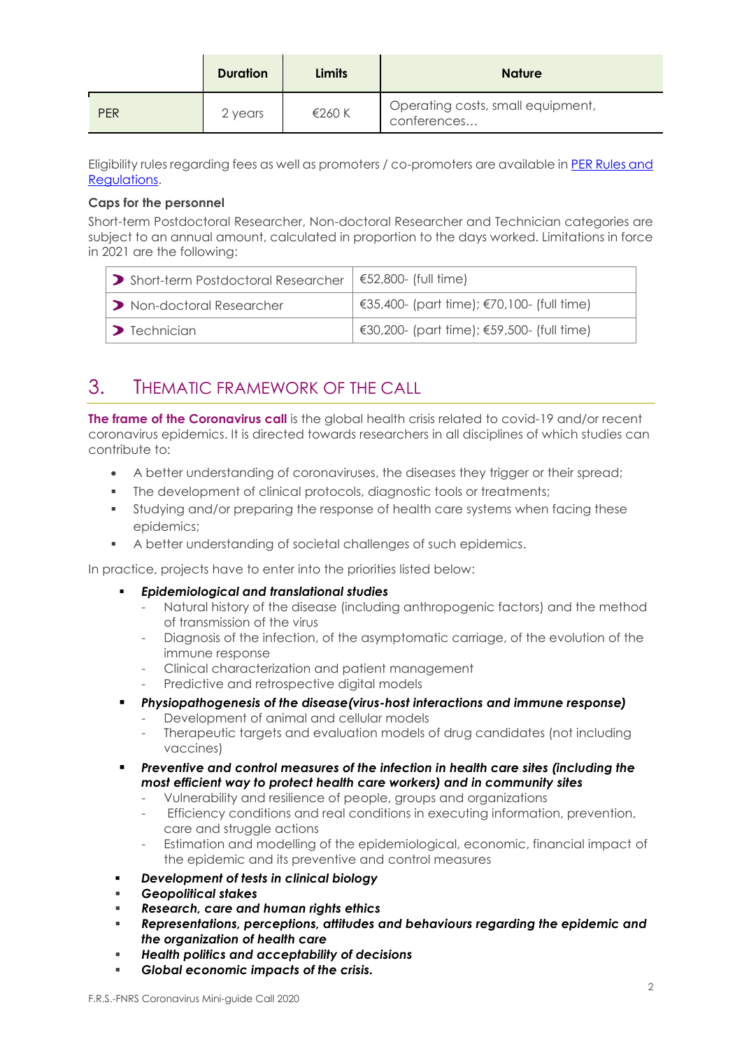| | Duration | Limits | Nature |
|---|---|---|---|
| PER | 2 years | €260 K | Operating costs, small equipment, conferences… |

Eligibility rules regarding fees as well as promoters / co-promoters are available in [PER Rules and Regulations](PER Rules and Regulations).

**Caps for the personnel**

Short-term Postdoctoral Researcher, Non-doctoral Researcher and Technician categories are subject to an annual amount, calculated in proportion to the days worked. Limitations in force in 2021 are the following:

| | |
|---|---|
| Short-term Postdoctoral Researcher | €52,800- (full time) |
| Non-doctoral Researcher | €35,400- (part time); €70,100- (full time) |
| Technician | €30,200- (part time); €59,500- (full time) |

## 3. Thematic framework of the call

**The frame of the Coronavirus call** is the global health crisis related to covid-19 and/or recent coronavirus epidemics. It is directed towards researchers in all disciplines of which studies can contribute to:

- A better understanding of coronaviruses, the diseases they trigger or their spread;
- The development of clinical protocols, diagnostic tools or treatments;
- Studying and/or preparing the response of health care systems when facing these epidemics;
- A better understanding of societal challenges of such epidemics.

In practice, projects have to enter into the priorities listed below:

- ***Epidemiological and translational studies***
  - Natural history of the disease (including anthropogenic factors) and the method of transmission of the virus
  - Diagnosis of the infection, of the asymptomatic carriage, of the evolution of the immune response
  - Clinical characterization and patient management
  - Predictive and retrospective digital models
- ***Physiopathogenesis of the disease(virus-host interactions and immune response)***
  - Development of animal and cellular models
  - Therapeutic targets and evaluation models of drug candidates (not including vaccines)
- ***Preventive and control measures of the infection in health care sites (including the most efficient way to protect health care workers) and in community sites***
  - Vulnerability and resilience of people, groups and organizations
  - Efficiency conditions and real conditions in executing information, prevention, care and struggle actions
  - Estimation and modelling of the epidemiological, economic, financial impact of the epidemic and its preventive and control measures
- ***Development of tests in clinical biology***
- ***Geopolitical stakes***
- ***Research, care and human rights ethics***
- ***Representations, perceptions, attitudes and behaviours regarding the epidemic and the organization of health care***
- ***Health politics and acceptability of decisions***
- ***Global economic impacts of the crisis.***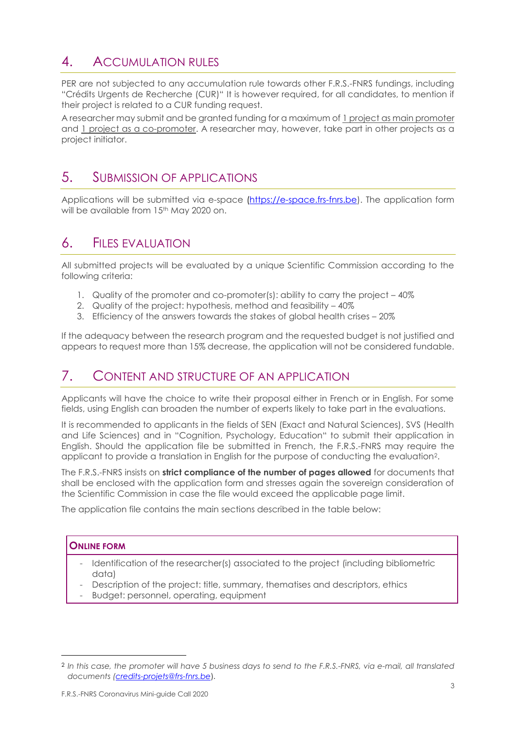## 4. ACCUMULATION RULES

PER are not subjected to any accumulation rule towards other F.R.S.-FNRS fundings, including "Crédits Urgents de Recherche (CUR)" It is however required, for all candidates, to mention if their project is related to a CUR funding request.

A researcher may submit and be granted funding for a maximum of 1 project as main promoter and 1 project as a co-promoter. A researcher may, however, take part in other projects as a project initiator.

## 5. SUBMISSION OF APPLICATIONS

Applications will be submitted via e-space (https://e-space.frs-fnrs.be). The application form will be available from 15th May 2020 on.

## 6. FILES EVALUATION

All submitted projects will be evaluated by a unique Scientific Commission according to the following criteria:

1. Quality of the promoter and co-promoter(s): ability to carry the project – 40%
2. Quality of the project: hypothesis, method and feasibility – 40%
3. Efficiency of the answers towards the stakes of global health crises – 20%

If the adequacy between the research program and the requested budget is not justified and appears to request more than 15% decrease, the application will not be considered fundable.

## 7. CONTENT AND STRUCTURE OF AN APPLICATION

Applicants will have the choice to write their proposal either in French or in English. For some fields, using English can broaden the number of experts likely to take part in the evaluations.

It is recommended to applicants in the fields of SEN (Exact and Natural Sciences), SVS (Health and Life Sciences) and in "Cognition, Psychology, Education" to submit their application in English. Should the application file be submitted in French, the F.R.S.-FNRS may require the applicant to provide a translation in English for the purpose of conducting the evaluation[2].

The F.R.S.-FNRS insists on **strict compliance of the number of pages allowed** for documents that shall be enclosed with the application form and stresses again the sovereign consideration of the Scientific Commission in case the file would exceed the applicable page limit.

The application file contains the main sections described in the table below:

| **ONLINE FORM** |
|---|
| - Identification of the researcher(s) associated to the project (including bibliometric data)<br>- Description of the project: title, summary, thematises and descriptors, ethics<br>- Budget: personnel, operating, equipment |

[2] *In this case, the promoter will have 5 business days to send to the F.R.S.-FNRS, via e-mail, all translated documents (credits-projets@frs-fnrs.be).*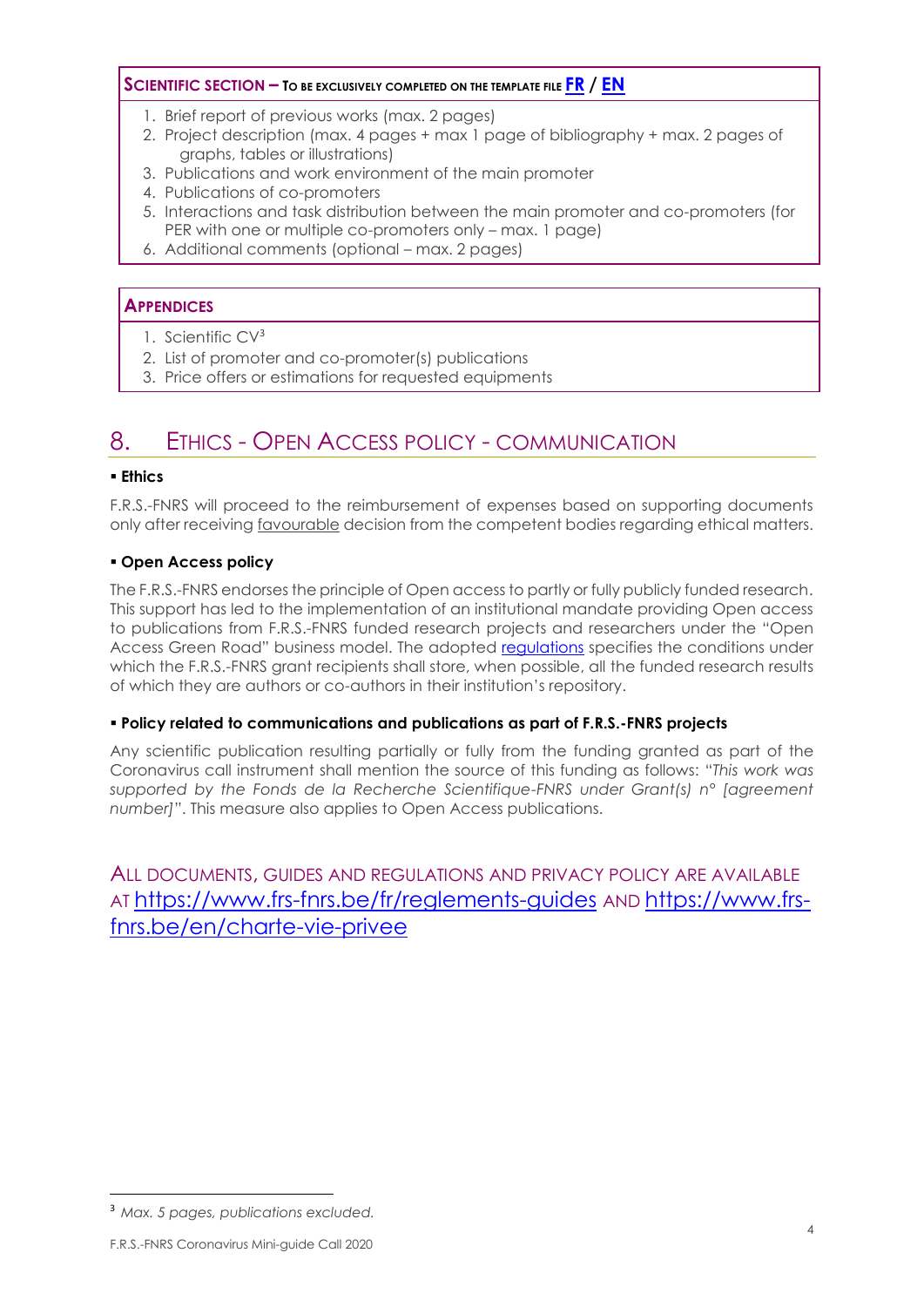**SCIENTIFIC SECTION – TO BE EXCLUSIVELY COMPLETED ON THE TEMPLATE FILE FR / EN**

1. Brief report of previous works (max. 2 pages)
2. Project description (max. 4 pages + max 1 page of bibliography + max. 2 pages of graphs, tables or illustrations)
3. Publications and work environment of the main promoter
4. Publications of co-promoters
5. Interactions and task distribution between the main promoter and co-promoters (for PER with one or multiple co-promoters only – max. 1 page)
6. Additional comments (optional – max. 2 pages)

**APPENDICES**

1. Scientific CV[3]
2. List of promoter and co-promoter(s) publications
3. Price offers or estimations for requested equipments

## 8. ETHICS - OPEN ACCESS POLICY - COMMUNICATION

- **Ethics**

F.R.S.-FNRS will proceed to the reimbursement of expenses based on supporting documents only after receiving favourable decision from the competent bodies regarding ethical matters.

- **Open Access policy**

The F.R.S.-FNRS endorses the principle of Open access to partly or fully publicly funded research. This support has led to the implementation of an institutional mandate providing Open access to publications from F.R.S.-FNRS funded research projects and researchers under the "Open Access Green Road" business model. The adopted regulations specifies the conditions under which the F.R.S.-FNRS grant recipients shall store, when possible, all the funded research results of which they are authors or co-authors in their institution's repository.

- **Policy related to communications and publications as part of F.R.S.-FNRS projects**

Any scientific publication resulting partially or fully from the funding granted as part of the Coronavirus call instrument shall mention the source of this funding as follows: "*This work was supported by the Fonds de la Recherche Scientifique-FNRS under Grant(s) n° [agreement number]*". This measure also applies to Open Access publications.

ALL DOCUMENTS, GUIDES AND REGULATIONS AND PRIVACY POLICY ARE AVAILABLE AT https://www.frs-fnrs.be/fr/reglements-guides AND https://www.frs-fnrs.be/en/charte-vie-privee

[3] *Max. 5 pages, publications excluded.*